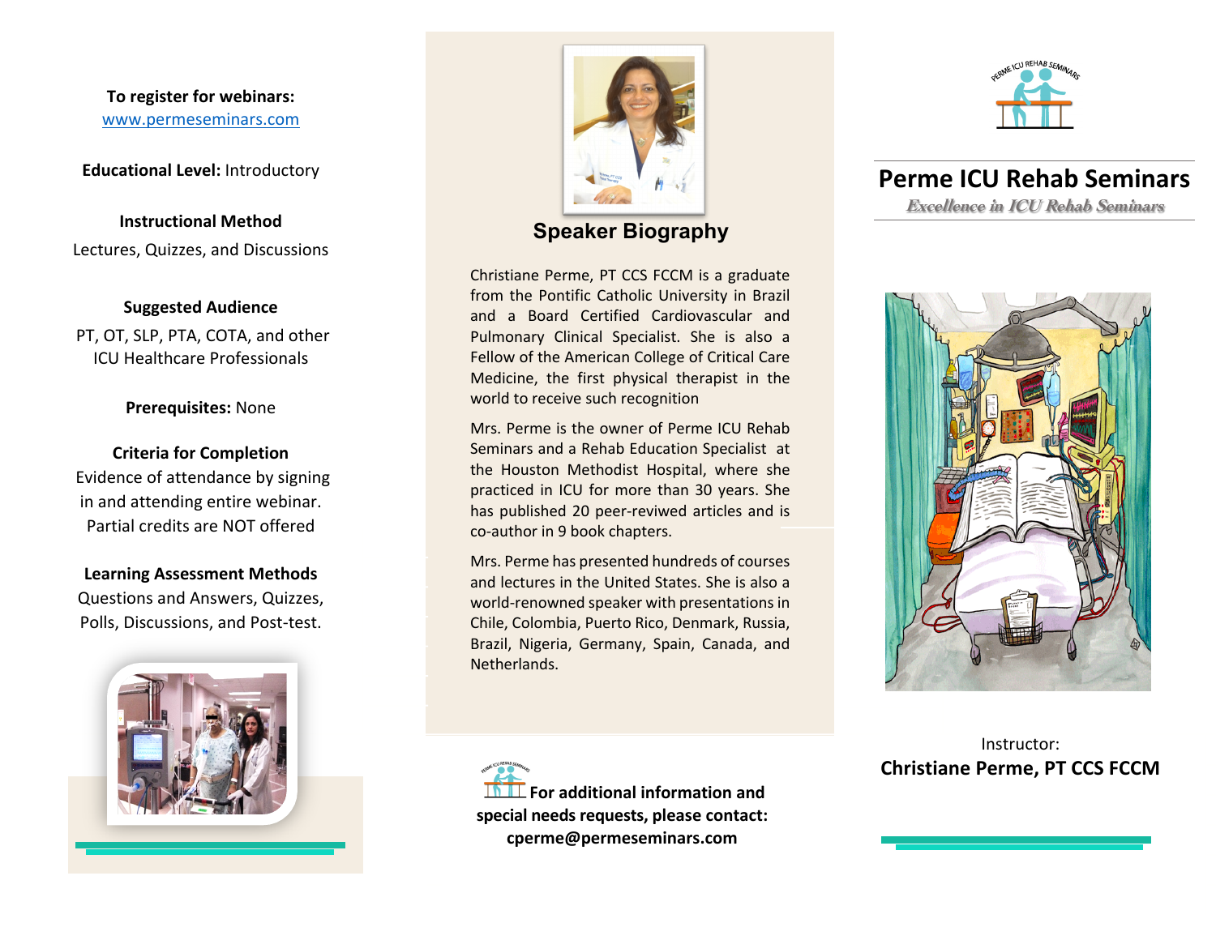# Perme ICU Rehab Seminars

*Excellence in ICU Rehab Seminars*

Instructor:
**Christiane Perme, PT CCS FCCM**

## Speaker Biography

Christiane Perme, PT CCS FCCM is a graduate from the Pontific Catholic University in Brazil and a Board Certified Cardiovascular and Pulmonary Clinical Specialist. She is also a Fellow of the American College of Critical Care Medicine, the first physical therapist in the world to receive such recognition

Mrs. Perme is the owner of Perme ICU Rehab Seminars and a Rehab Education Specialist at the Houston Methodist Hospital, where she practiced in ICU for more than 30 years. She has published 20 peer-revived articles and is co-author in 9 book chapters.

Mrs. Perme has presented hundreds of courses and lectures in the United States. She is also a world-renowned speaker with presentations in Chile, Colombia, Puerto Rico, Denmark, Russia, Brazil, Nigeria, Germany, Spain, Canada, and Netherlands.

**For additional information and special needs requests, please contact: cperme@permeseminars.com**

**To register for webinars:**
www.permeseminars.com

**Educational Level:** Introductory

**Instructional Method**
Lectures, Quizzes, and Discussions

**Suggested Audience**
PT, OT, SLP, PTA, COTA, and other ICU Healthcare Professionals

**Prerequisites:** None

**Criteria for Completion**
Evidence of attendance by signing in and attending entire webinar. Partial credits are NOT offered

**Learning Assessment Methods**
Questions and Answers, Quizzes, Polls, Discussions, and Post-test.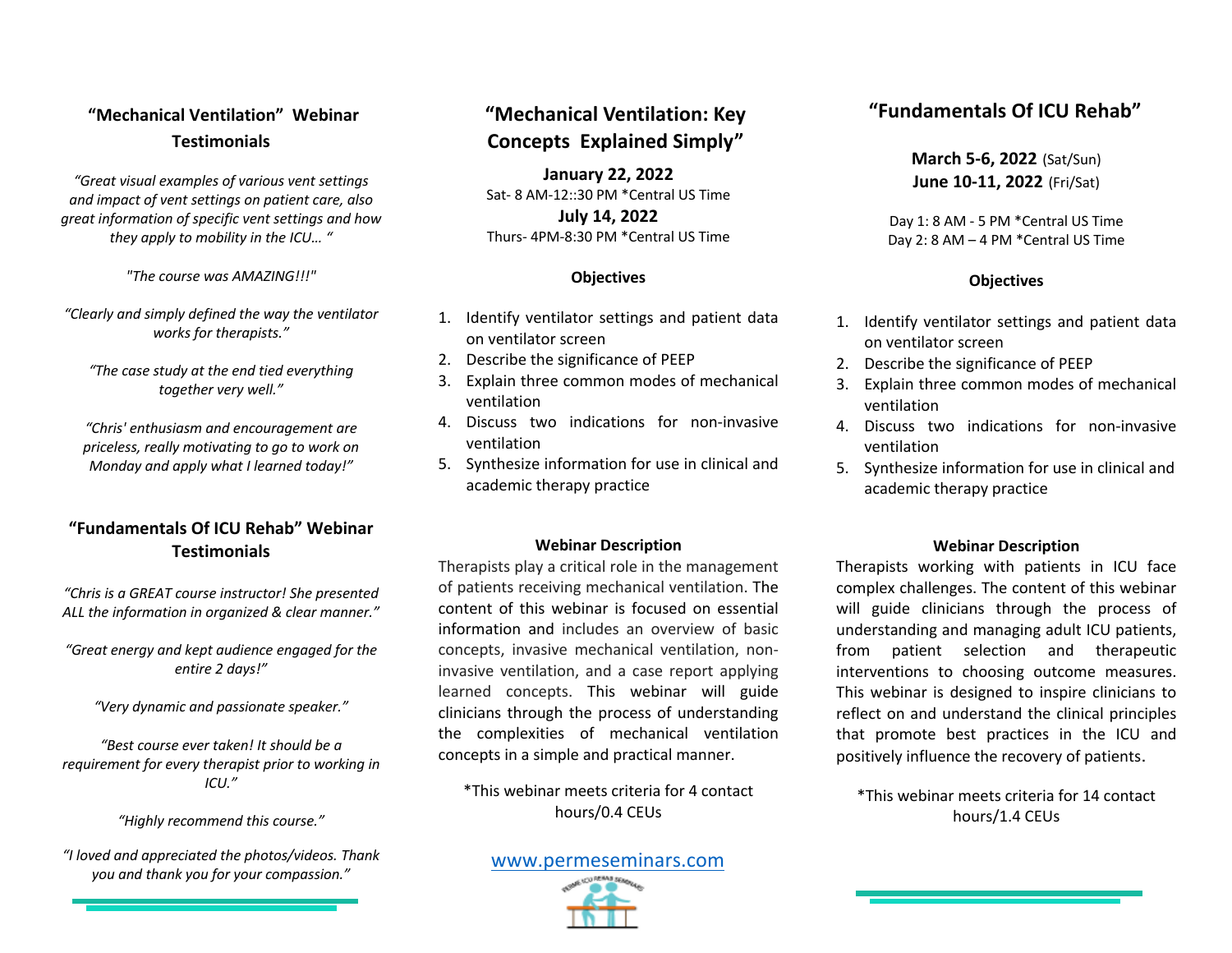## "Mechanical Ventilation" Webinar Testimonials

*"Great visual examples of various vent settings and impact of vent settings on patient care, also great information of specific vent settings and how they apply to mobility in the ICU… "*

*"The course was AMAZING!!!"*

*"Clearly and simply defined the way the ventilator works for therapists."*

*"The case study at the end tied everything together very well."*

*"Chris' enthusiasm and encouragement are priceless, really motivating to go to work on Monday and apply what I learned today!"*

## "Fundamentals Of ICU Rehab" Webinar Testimonials

*"Chris is a GREAT course instructor! She presented ALL the information in organized & clear manner."*

*"Great energy and kept audience engaged for the entire 2 days!"*

*"Very dynamic and passionate speaker."*

*"Best course ever taken! It should be a requirement for every therapist prior to working in ICU."*

*"Highly recommend this course."*

*"I loved and appreciated the photos/videos. Thank you and thank you for your compassion."*

# "Mechanical Ventilation: Key Concepts Explained Simply"

**January 22, 2022**
Sat- 8 AM-12::30 PM *Central US Time

**July 14, 2022**
Thurs- 4PM-8:30 PM *Central US Time

### Objectives

1. Identify ventilator settings and patient data on ventilator screen
2. Describe the significance of PEEP
3. Explain three common modes of mechanical ventilation
4. Discuss two indications for non-invasive ventilation
5. Synthesize information for use in clinical and academic therapy practice

### Webinar Description

Therapists play a critical role in the management of patients receiving mechanical ventilation. The content of this webinar is focused on essential information and includes an overview of basic concepts, invasive mechanical ventilation, non-invasive ventilation, and a case report applying learned concepts. This webinar will guide clinicians through the process of understanding the complexities of mechanical ventilation concepts in a simple and practical manner.

*This webinar meets criteria for 4 contact hours/0.4 CEUs

www.permeseminars.com

# "Fundamentals Of ICU Rehab"

**March 5-6, 2022** (Sat/Sun)
**June 10-11, 2022** (Fri/Sat)

Day 1: 8 AM - 5 PM *Central US Time
Day 2: 8 AM – 4 PM *Central US Time

### Objectives

1. Identify ventilator settings and patient data on ventilator screen
2. Describe the significance of PEEP
3. Explain three common modes of mechanical ventilation
4. Discuss two indications for non-invasive ventilation
5. Synthesize information for use in clinical and academic therapy practice

### Webinar Description

Therapists working with patients in ICU face complex challenges. The content of this webinar will guide clinicians through the process of understanding and managing adult ICU patients, from patient selection and therapeutic interventions to choosing outcome measures. This webinar is designed to inspire clinicians to reflect on and understand the clinical principles that promote best practices in the ICU and positively influence the recovery of patients.

*This webinar meets criteria for 14 contact hours/1.4 CEUs